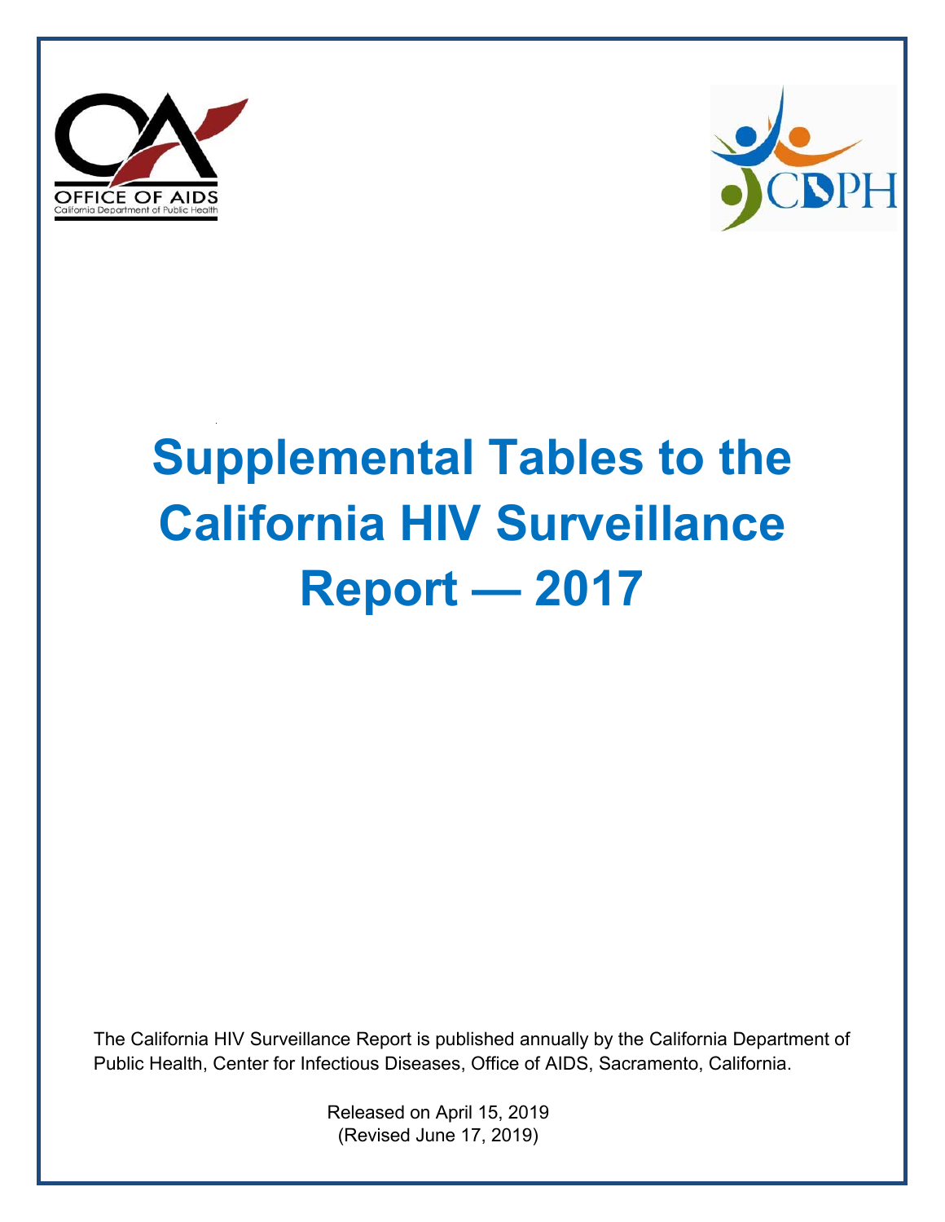OFFICE OF AIDS
California Department of Public Health

CDPH

# Supplemental Tables to the California HIV Surveillance Report — 2017

The California HIV Surveillance Report is published annually by the California Department of Public Health, Center for Infectious Diseases, Office of AIDS, Sacramento, California.

Released on April 15, 2019
(Revised June 17, 2019)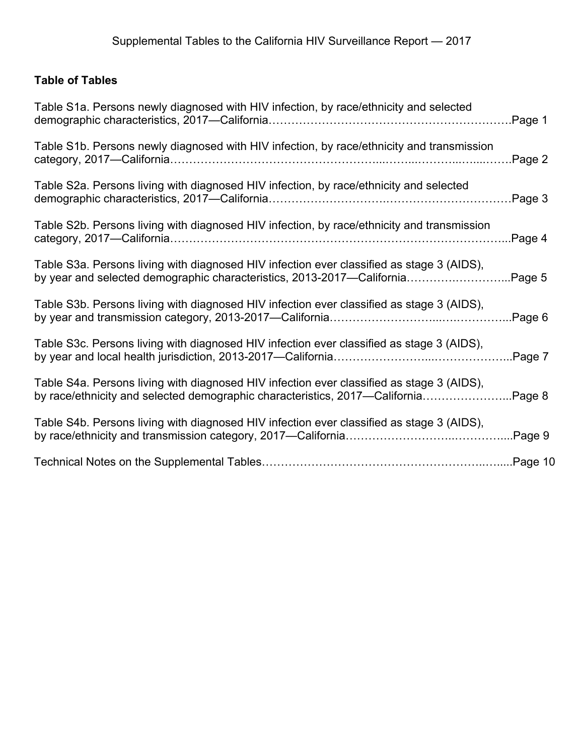Supplemental Tables to the California HIV Surveillance Report — 2017

**Table of Tables**

Table S1a. Persons newly diagnosed with HIV infection, by race/ethnicity and selected demographic characteristics, 2017—California……………………………………………………….Page 1

Table S1b. Persons newly diagnosed with HIV infection, by race/ethnicity and transmission category, 2017—California………………………………………………………………………….Page 2

Table S2a. Persons living with diagnosed HIV infection, by race/ethnicity and selected demographic characteristics, 2017—California……………………………………………………….Page 3

Table S2b. Persons living with diagnosed HIV infection, by race/ethnicity and transmission category, 2017—California…………………………………………………………………………...Page 4

Table S3a. Persons living with diagnosed HIV infection ever classified as stage 3 (AIDS), by year and selected demographic characteristics, 2013-2017—California……………………...Page 5

Table S3b. Persons living with diagnosed HIV infection ever classified as stage 3 (AIDS), by year and transmission category, 2013-2017—California…………………………………………...Page 6

Table S3c. Persons living with diagnosed HIV infection ever classified as stage 3 (AIDS), by year and local health jurisdiction, 2013-2017—California………………………………………...Page 7

Table S4a. Persons living with diagnosed HIV infection ever classified as stage 3 (AIDS), by race/ethnicity and selected demographic characteristics, 2017—California…………………...Page 8

Table S4b. Persons living with diagnosed HIV infection ever classified as stage 3 (AIDS), by race/ethnicity and transmission category, 2017—California…………………………………....Page 9

Technical Notes on the Supplemental Tables………………………………………………….....Page 10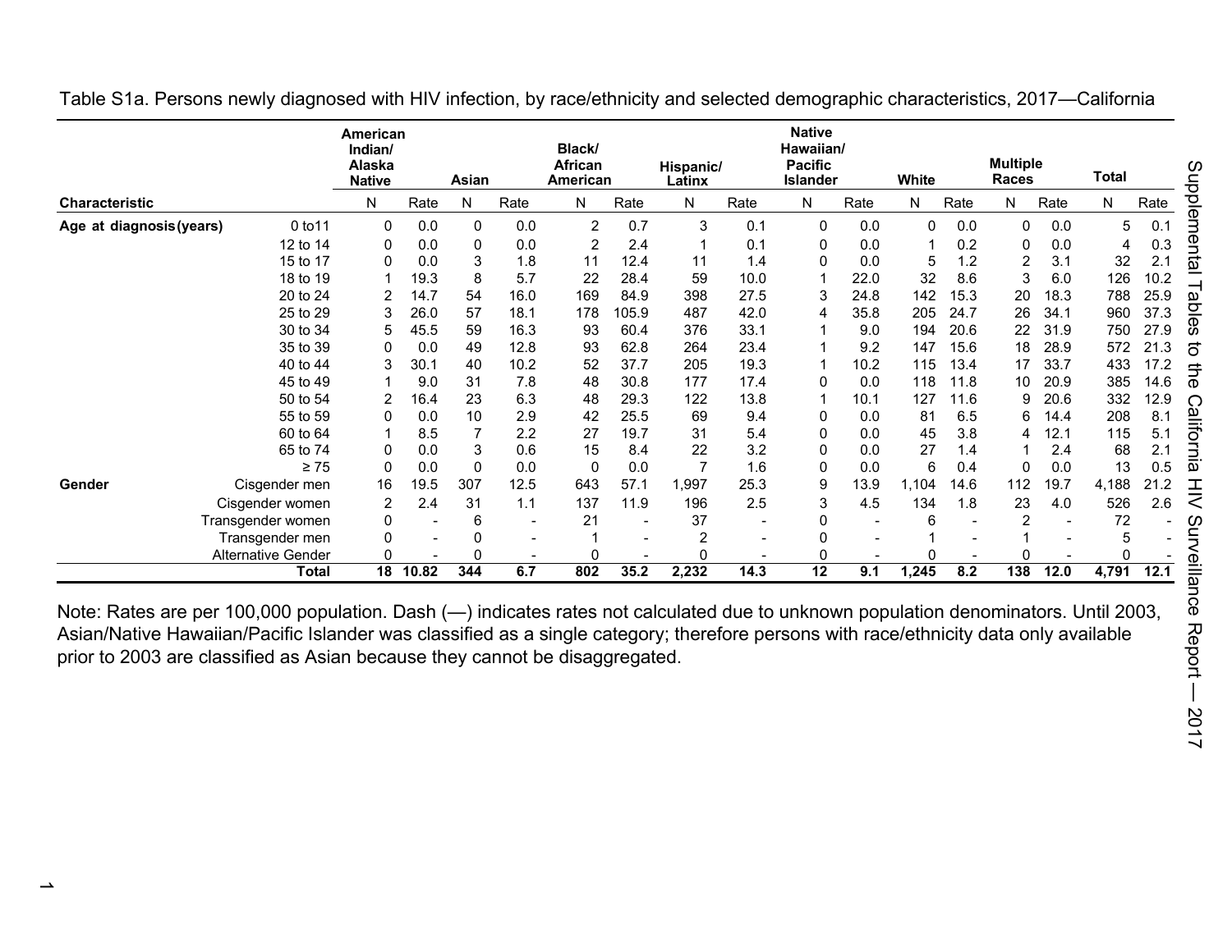Table S1a. Persons newly diagnosed with HIV infection, by race/ethnicity and selected demographic characteristics, 2017—California

| Characteristic | | American Indian/ Alaska Native | | Asian | | Black/ African American | | Hispanic/ Latinx | | Native Hawaiian/ Pacific Islander | | White | | Multiple Races | | Total | |
|---|---|---|---|---|---|---|---|---|---|---|---|---|---|---|---|---|---|
| | | N | Rate | N | Rate | N | Rate | N | Rate | N | Rate | N | Rate | N | Rate | N | Rate |
| **Age at diagnosis (years)** | 0 to11 | 0 | 0.0 | 0 | 0.0 | 2 | 0.7 | 3 | 0.1 | 0 | 0.0 | 0 | 0.0 | 0 | 0.0 | 5 | 0.1 |
| | 12 to 14 | 0 | 0.0 | 0 | 0.0 | 2 | 2.4 | 1 | 0.1 | 0 | 0.0 | 1 | 0.2 | 0 | 0.0 | 4 | 0.3 |
| | 15 to 17 | 0 | 0.0 | 3 | 1.8 | 11 | 12.4 | 11 | 1.4 | 0 | 0.0 | 5 | 1.2 | 2 | 3.1 | 32 | 2.1 |
| | 18 to 19 | 1 | 19.3 | 8 | 5.7 | 22 | 28.4 | 59 | 10.0 | 1 | 22.0 | 32 | 8.6 | 3 | 6.0 | 126 | 10.2 |
| | 20 to 24 | 2 | 14.7 | 54 | 16.0 | 169 | 84.9 | 398 | 27.5 | 3 | 24.8 | 142 | 15.3 | 20 | 18.3 | 788 | 25.9 |
| | 25 to 29 | 3 | 26.0 | 57 | 18.1 | 178 | 105.9 | 487 | 42.0 | 4 | 35.8 | 205 | 24.7 | 26 | 34.1 | 960 | 37.3 |
| | 30 to 34 | 5 | 45.5 | 59 | 16.3 | 93 | 60.4 | 376 | 33.1 | 1 | 9.0 | 194 | 20.6 | 22 | 31.9 | 750 | 27.9 |
| | 35 to 39 | 0 | 0.0 | 49 | 12.8 | 93 | 62.8 | 264 | 23.4 | 1 | 9.2 | 147 | 15.6 | 18 | 28.9 | 572 | 21.3 |
| | 40 to 44 | 3 | 30.1 | 40 | 10.2 | 52 | 37.7 | 205 | 19.3 | 1 | 10.2 | 115 | 13.4 | 17 | 33.7 | 433 | 17.2 |
| | 45 to 49 | 1 | 9.0 | 31 | 7.8 | 48 | 30.8 | 177 | 17.4 | 0 | 0.0 | 118 | 11.8 | 10 | 20.9 | 385 | 14.6 |
| | 50 to 54 | 2 | 16.4 | 23 | 6.3 | 48 | 29.3 | 122 | 13.8 | 1 | 10.1 | 127 | 11.6 | 9 | 20.6 | 332 | 12.9 |
| | 55 to 59 | 0 | 0.0 | 10 | 2.9 | 42 | 25.5 | 69 | 9.4 | 0 | 0.0 | 81 | 6.5 | 6 | 14.4 | 208 | 8.1 |
| | 60 to 64 | 1 | 8.5 | 7 | 2.2 | 27 | 19.7 | 31 | 5.4 | 0 | 0.0 | 45 | 3.8 | 4 | 12.1 | 115 | 5.1 |
| | 65 to 74 | 0 | 0.0 | 3 | 0.6 | 15 | 8.4 | 22 | 3.2 | 0 | 0.0 | 27 | 1.4 | 1 | 2.4 | 68 | 2.1 |
| | ≥ 75 | 0 | 0.0 | 0 | 0.0 | 0 | 0.0 | 7 | 1.6 | 0 | 0.0 | 6 | 0.4 | 0 | 0.0 | 13 | 0.5 |
| **Gender** | Cisgender men | 16 | 19.5 | 307 | 12.5 | 643 | 57.1 | 1,997 | 25.3 | 9 | 13.9 | 1,104 | 14.6 | 112 | 19.7 | 4,188 | 21.2 |
| | Cisgender women | 2 | 2.4 | 31 | 1.1 | 137 | 11.9 | 196 | 2.5 | 3 | 4.5 | 134 | 1.8 | 23 | 4.0 | 526 | 2.6 |
| | Transgender women | 0 | - | 6 | - | 21 | - | 37 | - | 0 | - | 6 | - | 2 | - | 72 | - |
| | Transgender men | 0 | - | 0 | - | 1 | - | 2 | - | 0 | - | 1 | - | 1 | - | 5 | - |
| | Alternative Gender | 0 | - | 0 | - | 0 | - | 0 | - | 0 | - | 0 | - | 0 | - | 0 | - |
| | **Total** | **18** | **10.82** | **344** | **6.7** | **802** | **35.2** | **2,232** | **14.3** | **12** | **9.1** | **1,245** | **8.2** | **138** | **12.0** | **4,791** | **12.1** |

Note: Rates are per 100,000 population. Dash (—) indicates rates not calculated due to unknown population denominators. Until 2003, Asian/Native Hawaiian/Pacific Islander was classified as a single category; therefore persons with race/ethnicity data only available prior to 2003 are classified as Asian because they cannot be disaggregated.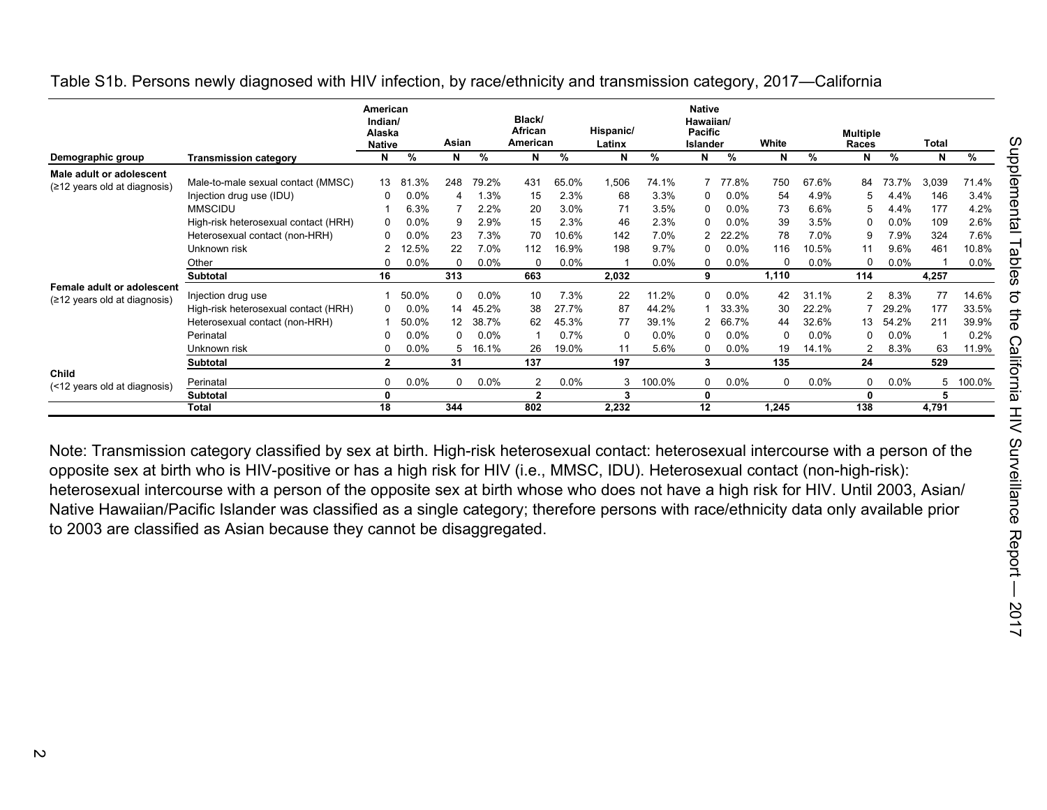Table S1b. Persons newly diagnosed with HIV infection, by race/ethnicity and transmission category, 2017—California

| | | American Indian/ Alaska Native | | Asian | | Black/ African American | | Hispanic/ Latinx | | Native Hawaiian/ Pacific Islander | | White | | Multiple Races | | Total | |
|---|---|---|---|---|---|---|---|---|---|---|---|---|---|---|---|---|---|
| **Demographic group** | **Transmission category** | **N** | **%** | **N** | **%** | **N** | **%** | **N** | **%** | **N** | **%** | **N** | **%** | **N** | **%** | **N** | **%** |
| **Male adult or adolescent** (≥12 years old at diagnosis) | Male-to-male sexual contact (MMSC) | 13 | 81.3% | 248 | 79.2% | 431 | 65.0% | 1,506 | 74.1% | 7 | 77.8% | 750 | 67.6% | 84 | 73.7% | 3,039 | 71.4% |
| | Injection drug use (IDU) | 0 | 0.0% | 4 | 1.3% | 15 | 2.3% | 68 | 3.3% | 0 | 0.0% | 54 | 4.9% | 5 | 4.4% | 146 | 3.4% |
| | MMSCIDU | 1 | 6.3% | 7 | 2.2% | 20 | 3.0% | 71 | 3.5% | 0 | 0.0% | 73 | 6.6% | 5 | 4.4% | 177 | 4.2% |
| | High-risk heterosexual contact (HRH) | 0 | 0.0% | 9 | 2.9% | 15 | 2.3% | 46 | 2.3% | 0 | 0.0% | 39 | 3.5% | 0 | 0.0% | 109 | 2.6% |
| | Heterosexual contact (non-HRH) | 0 | 0.0% | 23 | 7.3% | 70 | 10.6% | 142 | 7.0% | 2 | 22.2% | 78 | 7.0% | 9 | 7.9% | 324 | 7.6% |
| | Unknown risk | 2 | 12.5% | 22 | 7.0% | 112 | 16.9% | 198 | 9.7% | 0 | 0.0% | 116 | 10.5% | 11 | 9.6% | 461 | 10.8% |
| | Other | 0 | 0.0% | 0 | 0.0% | 0 | 0.0% | 1 | 0.0% | 0 | 0.0% | 0 | 0.0% | 0 | 0.0% | 1 | 0.0% |
| | **Subtotal** | **16** | | **313** | | **663** | | **2,032** | | **9** | | **1,110** | | **114** | | **4,257** | |
| **Female adult or adolescent** (≥12 years old at diagnosis) | Injection drug use | 1 | 50.0% | 0 | 0.0% | 10 | 7.3% | 22 | 11.2% | 0 | 0.0% | 42 | 31.1% | 2 | 8.3% | 77 | 14.6% |
| | High-risk heterosexual contact (HRH) | 0 | 0.0% | 14 | 45.2% | 38 | 27.7% | 87 | 44.2% | 1 | 33.3% | 30 | 22.2% | 7 | 29.2% | 177 | 33.5% |
| | Heterosexual contact (non-HRH) | 1 | 50.0% | 12 | 38.7% | 62 | 45.3% | 77 | 39.1% | 2 | 66.7% | 44 | 32.6% | 13 | 54.2% | 211 | 39.9% |
| | Perinatal | 0 | 0.0% | 0 | 0.0% | 1 | 0.7% | 0 | 0.0% | 0 | 0.0% | 0 | 0.0% | 0 | 0.0% | 1 | 0.2% |
| | Unknown risk | 0 | 0.0% | 5 | 16.1% | 26 | 19.0% | 11 | 5.6% | 0 | 0.0% | 19 | 14.1% | 2 | 8.3% | 63 | 11.9% |
| | **Subtotal** | **2** | | **31** | | **137** | | **197** | | **3** | | **135** | | **24** | | **529** | |
| **Child** (<12 years old at diagnosis) | Perinatal | 0 | 0.0% | 0 | 0.0% | 2 | 0.0% | 3 | 100.0% | 0 | 0.0% | 0 | 0.0% | 0 | 0.0% | 5 | 100.0% |
| | **Subtotal** | **0** | | | | **2** | | **3** | | **0** | | | | **0** | | **5** | |
| | **Total** | **18** | | **344** | | **802** | | **2,232** | | **12** | | **1,245** | | **138** | | **4,791** | |

Note: Transmission category classified by sex at birth. High-risk heterosexual contact: heterosexual intercourse with a person of the opposite sex at birth who is HIV-positive or has a high risk for HIV (i.e., MMSC, IDU). Heterosexual contact (non-high-risk): heterosexual intercourse with a person of the opposite sex at birth whose who does not have a high risk for HIV. Until 2003, Asian/ Native Hawaiian/Pacific Islander was classified as a single category; therefore persons with race/ethnicity data only available prior to 2003 are classified as Asian because they cannot be disaggregated.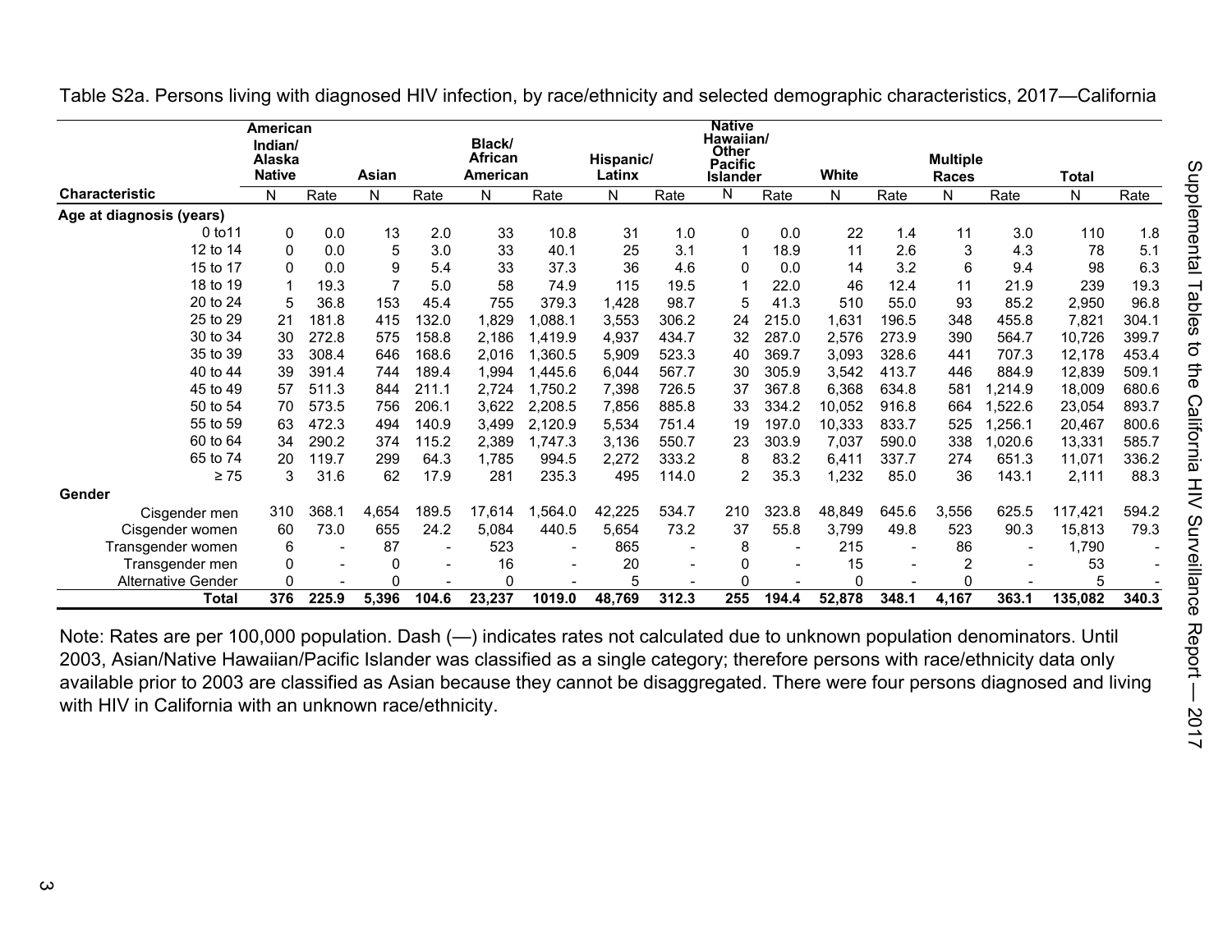Table S2a. Persons living with diagnosed HIV infection, by race/ethnicity and selected demographic characteristics, 2017—California

| Characteristic | American Indian/ Alaska Native | | Asian | | Black/ African American | | Hispanic/ Latinx | | Native Hawaiian/ Other Pacific Islander | | White | | Multiple Races | | Total | |
|---|---|---|---|---|---|---|---|---|---|---|---|---|---|---|---|---|
| | N | Rate | N | Rate | N | Rate | N | Rate | N | Rate | N | Rate | N | Rate | N | Rate |
| **Age at diagnosis (years)** | | | | | | | | | | | | | | | | |
| 0 to11 | 0 | 0.0 | 13 | 2.0 | 33 | 10.8 | 31 | 1.0 | 0 | 0.0 | 22 | 1.4 | 11 | 3.0 | 110 | 1.8 |
| 12 to 14 | 0 | 0.0 | 5 | 3.0 | 33 | 40.1 | 25 | 3.1 | 1 | 18.9 | 11 | 2.6 | 3 | 4.3 | 78 | 5.1 |
| 15 to 17 | 0 | 0.0 | 9 | 5.4 | 33 | 37.3 | 36 | 4.6 | 0 | 0.0 | 14 | 3.2 | 6 | 9.4 | 98 | 6.3 |
| 18 to 19 | 1 | 19.3 | 7 | 5.0 | 58 | 74.9 | 115 | 19.5 | 1 | 22.0 | 46 | 12.4 | 11 | 21.9 | 239 | 19.3 |
| 20 to 24 | 5 | 36.8 | 153 | 45.4 | 755 | 379.3 | 1,428 | 98.7 | 5 | 41.3 | 510 | 55.0 | 93 | 85.2 | 2,950 | 96.8 |
| 25 to 29 | 21 | 181.8 | 415 | 132.0 | 1,829 | 1,088.1 | 3,553 | 306.2 | 24 | 215.0 | 1,631 | 196.5 | 348 | 455.8 | 7,821 | 304.1 |
| 30 to 34 | 30 | 272.8 | 575 | 158.8 | 2,186 | 1,419.9 | 4,937 | 434.7 | 32 | 287.0 | 2,576 | 273.9 | 390 | 564.7 | 10,726 | 399.7 |
| 35 to 39 | 33 | 308.4 | 646 | 168.6 | 2,016 | 1,360.5 | 5,909 | 523.3 | 40 | 369.7 | 3,093 | 328.6 | 441 | 707.3 | 12,178 | 453.4 |
| 40 to 44 | 39 | 391.4 | 744 | 189.4 | 1,994 | 1,445.6 | 6,044 | 567.7 | 30 | 305.9 | 3,542 | 413.7 | 446 | 884.9 | 12,839 | 509.1 |
| 45 to 49 | 57 | 511.3 | 844 | 211.1 | 2,724 | 1,750.2 | 7,398 | 726.5 | 37 | 367.8 | 6,368 | 634.8 | 581 | 1,214.9 | 18,009 | 680.6 |
| 50 to 54 | 70 | 573.5 | 756 | 206.1 | 3,622 | 2,208.5 | 7,856 | 885.8 | 33 | 334.2 | 10,052 | 916.8 | 664 | 1,522.6 | 23,054 | 893.7 |
| 55 to 59 | 63 | 472.3 | 494 | 140.9 | 3,499 | 2,120.9 | 5,534 | 751.4 | 19 | 197.0 | 10,333 | 833.7 | 525 | 1,256.1 | 20,467 | 800.6 |
| 60 to 64 | 34 | 290.2 | 374 | 115.2 | 2,389 | 1,747.3 | 3,136 | 550.7 | 23 | 303.9 | 7,037 | 590.0 | 338 | 1,020.6 | 13,331 | 585.7 |
| 65 to 74 | 20 | 119.7 | 299 | 64.3 | 1,785 | 994.5 | 2,272 | 333.2 | 8 | 83.2 | 6,411 | 337.7 | 274 | 651.3 | 11,071 | 336.2 |
| ≥ 75 | 3 | 31.6 | 62 | 17.9 | 281 | 235.3 | 495 | 114.0 | 2 | 35.3 | 1,232 | 85.0 | 36 | 143.1 | 2,111 | 88.3 |
| **Gender** | | | | | | | | | | | | | | | | |
| Cisgender men | 310 | 368.1 | 4,654 | 189.5 | 17,614 | 1,564.0 | 42,225 | 534.7 | 210 | 323.8 | 48,849 | 645.6 | 3,556 | 625.5 | 117,421 | 594.2 |
| Cisgender women | 60 | 73.0 | 655 | 24.2 | 5,084 | 440.5 | 5,654 | 73.2 | 37 | 55.8 | 3,799 | 49.8 | 523 | 90.3 | 15,813 | 79.3 |
| Transgender women | 6 | - | 87 | - | 523 | - | 865 | - | 8 | - | 215 | - | 86 | - | 1,790 | - |
| Transgender men | 0 | - | 0 | - | 16 | - | 20 | - | 0 | - | 15 | - | 2 | - | 53 | - |
| Alternative Gender | 0 | - | 0 | - | 0 | - | 5 | - | 0 | - | 0 | - | 0 | - | 5 | - |
| **Total** | **376** | **225.9** | **5,396** | **104.6** | **23,237** | **1019.0** | **48,769** | **312.3** | **255** | **194.4** | **52,878** | **348.1** | **4,167** | **363.1** | **135,082** | **340.3** |

Note: Rates are per 100,000 population. Dash (—) indicates rates not calculated due to unknown population denominators. Until 2003, Asian/Native Hawaiian/Pacific Islander was classified as a single category; therefore persons with race/ethnicity data only available prior to 2003 are classified as Asian because they cannot be disaggregated. There were four persons diagnosed and living with HIV in California with an unknown race/ethnicity.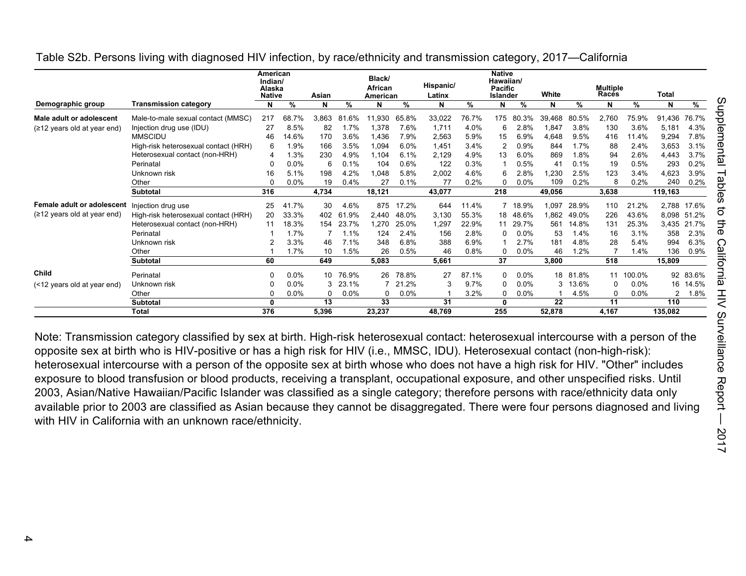Table S2b. Persons living with diagnosed HIV infection, by race/ethnicity and transmission category, 2017—California

| Demographic group | Transmission category | American Indian/ Alaska Native | | Asian | | Black/ African American | | Hispanic/ Latinx | | Native Hawaiian/ Pacific Islander | | White | | Multiple Races | | Total | |
|---|---|---|---|---|---|---|---|---|---|---|---|---|---|---|---|---|---|
| | | N | % | N | % | N | % | N | % | N | % | N | % | N | % | N | % |
| **Male adult or adolescent** | Male-to-male sexual contact (MMSC) | 217 | 68.7% | 3,863 | 81.6% | 11,930 | 65.8% | 33,022 | 76.7% | 175 | 80.3% | 39,468 | 80.5% | 2,760 | 75.9% | 91,436 | 76.7% |
| (≥12 years old at year end) | Injection drug use (IDU) | 27 | 8.5% | 82 | 1.7% | 1,378 | 7.6% | 1,711 | 4.0% | 6 | 2.8% | 1,847 | 3.8% | 130 | 3.6% | 5,181 | 4.3% |
| | MMSCIDU | 46 | 14.6% | 170 | 3.6% | 1,436 | 7.9% | 2,563 | 5.9% | 15 | 6.9% | 4,648 | 9.5% | 416 | 11.4% | 9,294 | 7.8% |
| | High-risk heterosexual contact (HRH) | 6 | 1.9% | 166 | 3.5% | 1,094 | 6.0% | 1,451 | 3.4% | 2 | 0.9% | 844 | 1.7% | 88 | 2.4% | 3,653 | 3.1% |
| | Heterosexual contact (non-HRH) | 4 | 1.3% | 230 | 4.9% | 1,104 | 6.1% | 2,129 | 4.9% | 13 | 6.0% | 869 | 1.8% | 94 | 2.6% | 4,443 | 3.7% |
| | Perinatal | 0 | 0.0% | 6 | 0.1% | 104 | 0.6% | 122 | 0.3% | 1 | 0.5% | 41 | 0.1% | 19 | 0.5% | 293 | 0.2% |
| | Unknown risk | 16 | 5.1% | 198 | 4.2% | 1,048 | 5.8% | 2,002 | 4.6% | 6 | 2.8% | 1,230 | 2.5% | 123 | 3.4% | 4,623 | 3.9% |
| | Other | 0 | 0.0% | 19 | 0.4% | 27 | 0.1% | 77 | 0.2% | 0 | 0.0% | 109 | 0.2% | 8 | 0.2% | 240 | 0.2% |
| | **Subtotal** | **316** | | **4,734** | | **18,121** | | **43,077** | | **218** | | **49,056** | | **3,638** | | **119,163** | |
| **Female adult or adolescent** | Injection drug use | 25 | 41.7% | 30 | 4.6% | 875 | 17.2% | 644 | 11.4% | 7 | 18.9% | 1,097 | 28.9% | 110 | 21.2% | 2,788 | 17.6% |
| (≥12 years old at year end) | High-risk heterosexual contact (HRH) | 20 | 33.3% | 402 | 61.9% | 2,440 | 48.0% | 3,130 | 55.3% | 18 | 48.6% | 1,862 | 49.0% | 226 | 43.6% | 8,098 | 51.2% |
| | Heterosexual contact (non-HRH) | 11 | 18.3% | 154 | 23.7% | 1,270 | 25.0% | 1,297 | 22.9% | 11 | 29.7% | 561 | 14.8% | 131 | 25.3% | 3,435 | 21.7% |
| | Perinatal | 1 | 1.7% | 7 | 1.1% | 124 | 2.4% | 156 | 2.8% | 0 | 0.0% | 53 | 1.4% | 16 | 3.1% | 358 | 2.3% |
| | Unknown risk | 2 | 3.3% | 46 | 7.1% | 348 | 6.8% | 388 | 6.9% | 1 | 2.7% | 181 | 4.8% | 28 | 5.4% | 994 | 6.3% |
| | Other | 1 | 1.7% | 10 | 1.5% | 26 | 0.5% | 46 | 0.8% | 0 | 0.0% | 46 | 1.2% | 7 | 1.4% | 136 | 0.9% |
| | **Subtotal** | **60** | | **649** | | **5,083** | | **5,661** | | **37** | | **3,800** | | **518** | | **15,809** | |
| **Child** | Perinatal | 0 | 0.0% | 10 | 76.9% | 26 | 78.8% | 27 | 87.1% | 0 | 0.0% | 18 | 81.8% | 11 | 100.0% | 92 | 83.6% |
| (<12 years old at year end) | Unknown risk | 0 | 0.0% | 3 | 23.1% | 7 | 21.2% | 3 | 9.7% | 0 | 0.0% | 3 | 13.6% | 0 | 0.0% | 16 | 14.5% |
| | Other | 0 | 0.0% | 0 | 0.0% | 0 | 0.0% | 1 | 3.2% | 0 | 0.0% | 1 | 4.5% | 0 | 0.0% | 2 | 1.8% |
| | **Subtotal** | **0** | | **13** | | **33** | | **31** | | **0** | | **22** | | **11** | | **110** | |
| | **Total** | **376** | | **5,396** | | **23,237** | | **48,769** | | **255** | | **52,878** | | **4,167** | | **135,082** | |

Note: Transmission category classified by sex at birth. High-risk heterosexual contact: heterosexual intercourse with a person of the opposite sex at birth who is HIV-positive or has a high risk for HIV (i.e., MMSC, IDU). Heterosexual contact (non-high-risk): heterosexual intercourse with a person of the opposite sex at birth whose who does not have a high risk for HIV. "Other" includes exposure to blood transfusion or blood products, receiving a transplant, occupational exposure, and other unspecified risks. Until 2003, Asian/Native Hawaiian/Pacific Islander was classified as a single category; therefore persons with race/ethnicity data only available prior to 2003 are classified as Asian because they cannot be disaggregated. There were four persons diagnosed and living with HIV in California with an unknown race/ethnicity.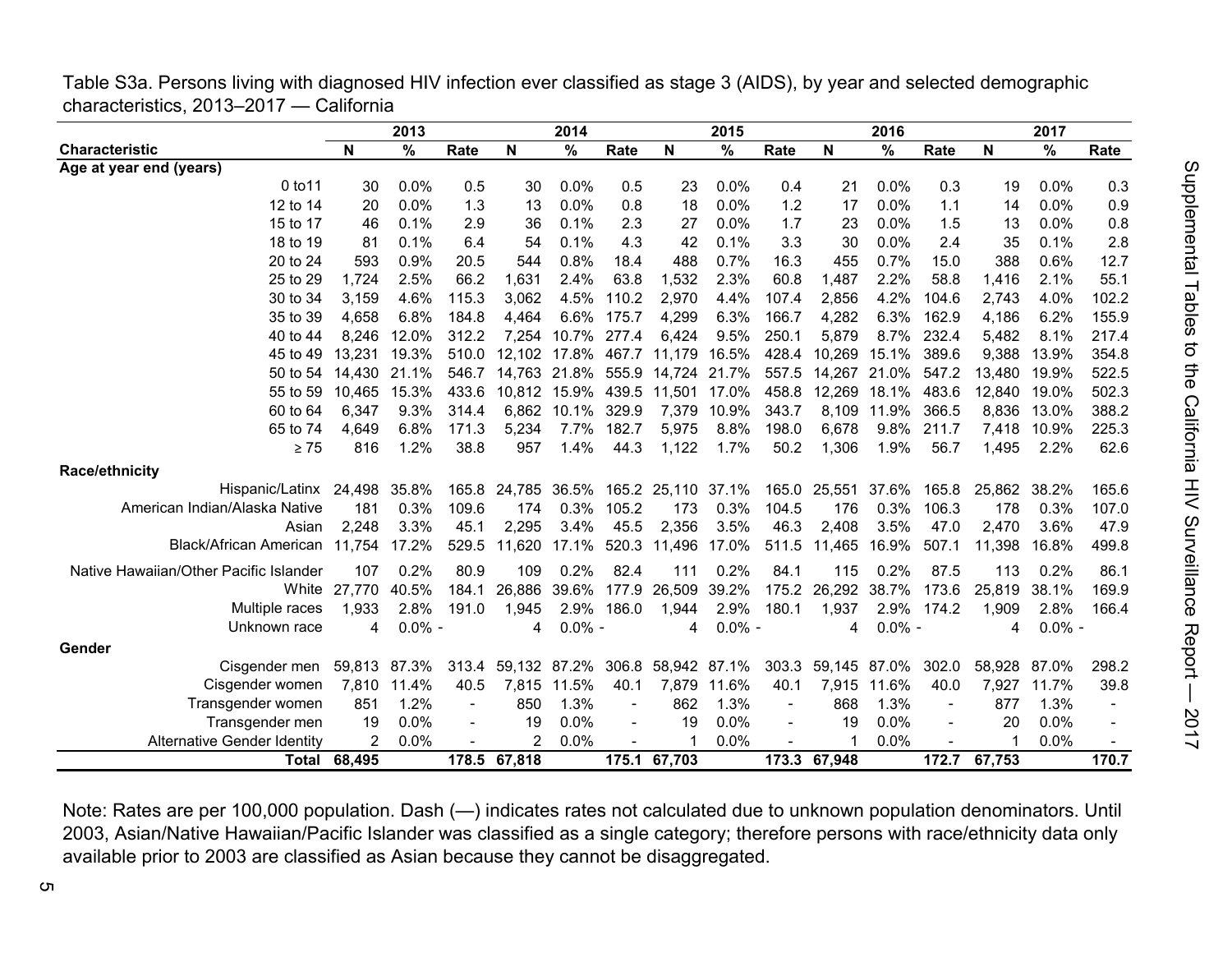Table S3a. Persons living with diagnosed HIV infection ever classified as stage 3 (AIDS), by year and selected demographic characteristics, 2013–2017 — California

| | 2013 | | | 2014 | | | 2015 | | | 2016 | | | 2017 | | |
|---|---|---|---|---|---|---|---|---|---|---|---|---|---|---|---|
| Characteristic | N | % | Rate | N | % | Rate | N | % | Rate | N | % | Rate | N | % | Rate |
| **Age at year end (years)** | | | | | | | | | | | | | | | |
| 0 to11 | 30 | 0.0% | 0.5 | 30 | 0.0% | 0.5 | 23 | 0.0% | 0.4 | 21 | 0.0% | 0.3 | 19 | 0.0% | 0.3 |
| 12 to 14 | 20 | 0.0% | 1.3 | 13 | 0.0% | 0.8 | 18 | 0.0% | 1.2 | 17 | 0.0% | 1.1 | 14 | 0.0% | 0.9 |
| 15 to 17 | 46 | 0.1% | 2.9 | 36 | 0.1% | 2.3 | 27 | 0.0% | 1.7 | 23 | 0.0% | 1.5 | 13 | 0.0% | 0.8 |
| 18 to 19 | 81 | 0.1% | 6.4 | 54 | 0.1% | 4.3 | 42 | 0.1% | 3.3 | 30 | 0.0% | 2.4 | 35 | 0.1% | 2.8 |
| 20 to 24 | 593 | 0.9% | 20.5 | 544 | 0.8% | 18.4 | 488 | 0.7% | 16.3 | 455 | 0.7% | 15.0 | 388 | 0.6% | 12.7 |
| 25 to 29 | 1,724 | 2.5% | 66.2 | 1,631 | 2.4% | 63.8 | 1,532 | 2.3% | 60.8 | 1,487 | 2.2% | 58.8 | 1,416 | 2.1% | 55.1 |
| 30 to 34 | 3,159 | 4.6% | 115.3 | 3,062 | 4.5% | 110.2 | 2,970 | 4.4% | 107.4 | 2,856 | 4.2% | 104.6 | 2,743 | 4.0% | 102.2 |
| 35 to 39 | 4,658 | 6.8% | 184.8 | 4,464 | 6.6% | 175.7 | 4,299 | 6.3% | 166.7 | 4,282 | 6.3% | 162.9 | 4,186 | 6.2% | 155.9 |
| 40 to 44 | 8,246 | 12.0% | 312.2 | 7,254 | 10.7% | 277.4 | 6,424 | 9.5% | 250.1 | 5,879 | 8.7% | 232.4 | 5,482 | 8.1% | 217.4 |
| 45 to 49 | 13,231 | 19.3% | 510.0 | 12,102 | 17.8% | 467.7 | 11,179 | 16.5% | 428.4 | 10,269 | 15.1% | 389.6 | 9,388 | 13.9% | 354.8 |
| 50 to 54 | 14,430 | 21.1% | 546.7 | 14,763 | 21.8% | 555.9 | 14,724 | 21.7% | 557.5 | 14,267 | 21.0% | 547.2 | 13,480 | 19.9% | 522.5 |
| 55 to 59 | 10,465 | 15.3% | 433.6 | 10,812 | 15.9% | 439.5 | 11,501 | 17.0% | 458.8 | 12,269 | 18.1% | 483.6 | 12,840 | 19.0% | 502.3 |
| 60 to 64 | 6,347 | 9.3% | 314.4 | 6,862 | 10.1% | 329.9 | 7,379 | 10.9% | 343.7 | 8,109 | 11.9% | 366.5 | 8,836 | 13.0% | 388.2 |
| 65 to 74 | 4,649 | 6.8% | 171.3 | 5,234 | 7.7% | 182.7 | 5,975 | 8.8% | 198.0 | 6,678 | 9.8% | 211.7 | 7,418 | 10.9% | 225.3 |
| ≥ 75 | 816 | 1.2% | 38.8 | 957 | 1.4% | 44.3 | 1,122 | 1.7% | 50.2 | 1,306 | 1.9% | 56.7 | 1,495 | 2.2% | 62.6 |
| **Race/ethnicity** | | | | | | | | | | | | | | | |
| Hispanic/Latinx | 24,498 | 35.8% | 165.8 | 24,785 | 36.5% | 165.2 | 25,110 | 37.1% | 165.0 | 25,551 | 37.6% | 165.8 | 25,862 | 38.2% | 165.6 |
| American Indian/Alaska Native | 181 | 0.3% | 109.6 | 174 | 0.3% | 105.2 | 173 | 0.3% | 104.5 | 176 | 0.3% | 106.3 | 178 | 0.3% | 107.0 |
| Asian | 2,248 | 3.3% | 45.1 | 2,295 | 3.4% | 45.5 | 2,356 | 3.5% | 46.3 | 2,408 | 3.5% | 47.0 | 2,470 | 3.6% | 47.9 |
| Black/African American | 11,754 | 17.2% | 529.5 | 11,620 | 17.1% | 520.3 | 11,496 | 17.0% | 511.5 | 11,465 | 16.9% | 507.1 | 11,398 | 16.8% | 499.8 |
| Native Hawaiian/Other Pacific Islander | 107 | 0.2% | 80.9 | 109 | 0.2% | 82.4 | 111 | 0.2% | 84.1 | 115 | 0.2% | 87.5 | 113 | 0.2% | 86.1 |
| White | 27,770 | 40.5% | 184.1 | 26,886 | 39.6% | 177.9 | 26,509 | 39.2% | 175.2 | 26,292 | 38.7% | 173.6 | 25,819 | 38.1% | 169.9 |
| Multiple races | 1,933 | 2.8% | 191.0 | 1,945 | 2.9% | 186.0 | 1,944 | 2.9% | 180.1 | 1,937 | 2.9% | 174.2 | 1,909 | 2.8% | 166.4 |
| Unknown race | 4 | 0.0% | - | 4 | 0.0% | - | 4 | 0.0% | - | 4 | 0.0% | - | 4 | 0.0% | - |
| **Gender** | | | | | | | | | | | | | | | |
| Cisgender men | 59,813 | 87.3% | 313.4 | 59,132 | 87.2% | 306.8 | 58,942 | 87.1% | 303.3 | 59,145 | 87.0% | 302.0 | 58,928 | 87.0% | 298.2 |
| Cisgender women | 7,810 | 11.4% | 40.5 | 7,815 | 11.5% | 40.1 | 7,879 | 11.6% | 40.1 | 7,915 | 11.6% | 40.0 | 7,927 | 11.7% | 39.8 |
| Transgender women | 851 | 1.2% | - | 850 | 1.3% | - | 862 | 1.3% | - | 868 | 1.3% | - | 877 | 1.3% | - |
| Transgender men | 19 | 0.0% | - | 19 | 0.0% | - | 19 | 0.0% | - | 19 | 0.0% | - | 20 | 0.0% | - |
| Alternative Gender Identity | 2 | 0.0% | - | 2 | 0.0% | - | 1 | 0.0% | - | 1 | 0.0% | - | 1 | 0.0% | - |
| **Total** | **68,495** | | **178.5** | **67,818** | | **175.1** | **67,703** | | **173.3** | **67,948** | | **172.7** | **67,753** | | **170.7** |

Note: Rates are per 100,000 population. Dash (—) indicates rates not calculated due to unknown population denominators. Until 2003, Asian/Native Hawaiian/Pacific Islander was classified as a single category; therefore persons with race/ethnicity data only available prior to 2003 are classified as Asian because they cannot be disaggregated.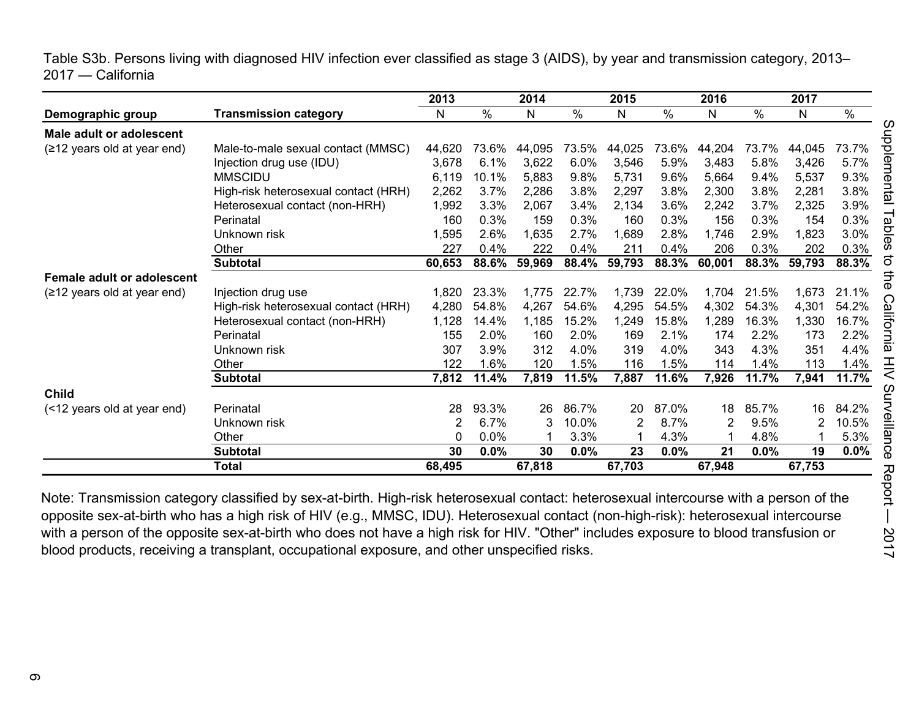Table S3b. Persons living with diagnosed HIV infection ever classified as stage 3 (AIDS), by year and transmission category, 2013–2017 — California

| Demographic group | Transmission category | 2013 N | 2013 % | 2014 N | 2014 % | 2015 N | 2015 % | 2016 N | 2016 % | 2017 N | 2017 % |
|---|---|---|---|---|---|---|---|---|---|---|---|
| **Male adult or adolescent** | | | | | | | | | | | |
| (≥12 years old at year end) | Male-to-male sexual contact (MMSC) | 44,620 | 73.6% | 44,095 | 73.5% | 44,025 | 73.6% | 44,204 | 73.7% | 44,045 | 73.7% |
| | Injection drug use (IDU) | 3,678 | 6.1% | 3,622 | 6.0% | 3,546 | 5.9% | 3,483 | 5.8% | 3,426 | 5.7% |
| | MMSCIDU | 6,119 | 10.1% | 5,883 | 9.8% | 5,731 | 9.6% | 5,664 | 9.4% | 5,537 | 9.3% |
| | High-risk heterosexual contact (HRH) | 2,262 | 3.7% | 2,286 | 3.8% | 2,297 | 3.8% | 2,300 | 3.8% | 2,281 | 3.8% |
| | Heterosexual contact (non-HRH) | 1,992 | 3.3% | 2,067 | 3.4% | 2,134 | 3.6% | 2,242 | 3.7% | 2,325 | 3.9% |
| | Perinatal | 160 | 0.3% | 159 | 0.3% | 160 | 0.3% | 156 | 0.3% | 154 | 0.3% |
| | Unknown risk | 1,595 | 2.6% | 1,635 | 2.7% | 1,689 | 2.8% | 1,746 | 2.9% | 1,823 | 3.0% |
| | Other | 227 | 0.4% | 222 | 0.4% | 211 | 0.4% | 206 | 0.3% | 202 | 0.3% |
| | **Subtotal** | **60,653** | **88.6%** | **59,969** | **88.4%** | **59,793** | **88.3%** | **60,001** | **88.3%** | **59,793** | **88.3%** |
| **Female adult or adolescent** | | | | | | | | | | | |
| (≥12 years old at year end) | Injection drug use | 1,820 | 23.3% | 1,775 | 22.7% | 1,739 | 22.0% | 1,704 | 21.5% | 1,673 | 21.1% |
| | High-risk heterosexual contact (HRH) | 4,280 | 54.8% | 4,267 | 54.6% | 4,295 | 54.5% | 4,302 | 54.3% | 4,301 | 54.2% |
| | Heterosexual contact (non-HRH) | 1,128 | 14.4% | 1,185 | 15.2% | 1,249 | 15.8% | 1,289 | 16.3% | 1,330 | 16.7% |
| | Perinatal | 155 | 2.0% | 160 | 2.0% | 169 | 2.1% | 174 | 2.2% | 173 | 2.2% |
| | Unknown risk | 307 | 3.9% | 312 | 4.0% | 319 | 4.0% | 343 | 4.3% | 351 | 4.4% |
| | Other | 122 | 1.6% | 120 | 1.5% | 116 | 1.5% | 114 | 1.4% | 113 | 1.4% |
| | **Subtotal** | **7,812** | **11.4%** | **7,819** | **11.5%** | **7,887** | **11.6%** | **7,926** | **11.7%** | **7,941** | **11.7%** |
| **Child** | | | | | | | | | | | |
| (<12 years old at year end) | Perinatal | 28 | 93.3% | 26 | 86.7% | 20 | 87.0% | 18 | 85.7% | 16 | 84.2% |
| | Unknown risk | 2 | 6.7% | 3 | 10.0% | 2 | 8.7% | 2 | 9.5% | 2 | 10.5% |
| | Other | 0 | 0.0% | 1 | 3.3% | 1 | 4.3% | 1 | 4.8% | 1 | 5.3% |
| | **Subtotal** | **30** | **0.0%** | **30** | **0.0%** | **23** | **0.0%** | **21** | **0.0%** | **19** | **0.0%** |
| | **Total** | **68,495** | | **67,818** | | **67,703** | | **67,948** | | **67,753** | |

Note: Transmission category classified by sex-at-birth. High-risk heterosexual contact: heterosexual intercourse with a person of the opposite sex-at-birth who has a high risk of HIV (e.g., MMSC, IDU). Heterosexual contact (non-high-risk): heterosexual intercourse with a person of the opposite sex-at-birth who does not have a high risk for HIV. "Other" includes exposure to blood transfusion or blood products, receiving a transplant, occupational exposure, and other unspecified risks.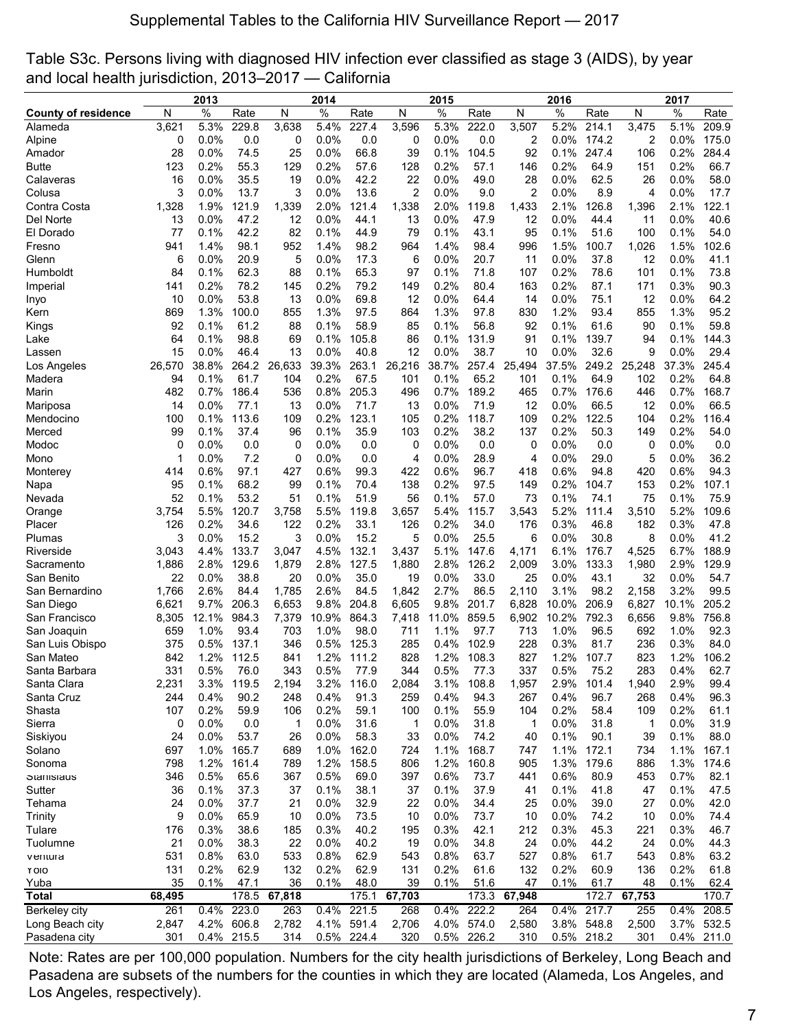Table S3c. Persons living with diagnosed HIV infection ever classified as stage 3 (AIDS), by year and local health jurisdiction, 2013–2017 — California

| | 2013 | | | 2014 | | | 2015 | | | 2016 | | | 2017 | | |
|---|---|---|---|---|---|---|---|---|---|---|---|---|---|---|---|
| **County of residence** | N | % | Rate | N | % | Rate | N | % | Rate | N | % | Rate | N | % | Rate |
| Alameda | 3,621 | 5.3% | 229.8 | 3,638 | 5.4% | 227.4 | 3,596 | 5.3% | 222.0 | 3,507 | 5.2% | 214.1 | 3,475 | 5.1% | 209.9 |
| Alpine | 0 | 0.0% | 0.0 | 0 | 0.0% | 0.0 | 0 | 0.0% | 0.0 | 2 | 0.0% | 174.2 | 2 | 0.0% | 175.0 |
| Amador | 28 | 0.0% | 74.5 | 25 | 0.0% | 66.8 | 39 | 0.1% | 104.5 | 92 | 0.1% | 247.4 | 106 | 0.2% | 284.4 |
| Butte | 123 | 0.2% | 55.3 | 129 | 0.2% | 57.6 | 128 | 0.2% | 57.1 | 146 | 0.2% | 64.9 | 151 | 0.2% | 66.7 |
| Calaveras | 16 | 0.0% | 35.5 | 19 | 0.0% | 42.2 | 22 | 0.0% | 49.0 | 28 | 0.0% | 62.5 | 26 | 0.0% | 58.0 |
| Colusa | 3 | 0.0% | 13.7 | 3 | 0.0% | 13.6 | 2 | 0.0% | 9.0 | 2 | 0.0% | 8.9 | 4 | 0.0% | 17.7 |
| Contra Costa | 1,328 | 1.9% | 121.9 | 1,339 | 2.0% | 121.4 | 1,338 | 2.0% | 119.8 | 1,433 | 2.1% | 126.8 | 1,396 | 2.1% | 122.1 |
| Del Norte | 13 | 0.0% | 47.2 | 12 | 0.0% | 44.1 | 13 | 0.0% | 47.9 | 12 | 0.0% | 44.4 | 11 | 0.0% | 40.6 |
| El Dorado | 77 | 0.1% | 42.2 | 82 | 0.1% | 44.9 | 79 | 0.1% | 43.1 | 95 | 0.1% | 51.6 | 100 | 0.1% | 54.0 |
| Fresno | 941 | 1.4% | 98.1 | 952 | 1.4% | 98.2 | 964 | 1.4% | 98.4 | 996 | 1.5% | 100.7 | 1,026 | 1.5% | 102.6 |
| Glenn | 6 | 0.0% | 20.9 | 5 | 0.0% | 17.3 | 6 | 0.0% | 20.7 | 11 | 0.0% | 37.8 | 12 | 0.0% | 41.1 |
| Humboldt | 84 | 0.1% | 62.3 | 88 | 0.1% | 65.3 | 97 | 0.1% | 71.8 | 107 | 0.2% | 78.6 | 101 | 0.1% | 73.8 |
| Imperial | 141 | 0.2% | 78.2 | 145 | 0.2% | 79.2 | 149 | 0.2% | 80.4 | 163 | 0.2% | 87.1 | 171 | 0.3% | 90.3 |
| Inyo | 10 | 0.0% | 53.8 | 13 | 0.0% | 69.8 | 12 | 0.0% | 64.4 | 14 | 0.0% | 75.1 | 12 | 0.0% | 64.2 |
| Kern | 869 | 1.3% | 100.0 | 855 | 1.3% | 97.5 | 864 | 1.3% | 97.8 | 830 | 1.2% | 93.4 | 855 | 1.3% | 95.2 |
| Kings | 92 | 0.1% | 61.2 | 88 | 0.1% | 58.9 | 85 | 0.1% | 56.8 | 92 | 0.1% | 61.6 | 90 | 0.1% | 59.8 |
| Lake | 64 | 0.1% | 98.8 | 69 | 0.1% | 105.8 | 86 | 0.1% | 131.9 | 91 | 0.1% | 139.7 | 94 | 0.1% | 144.3 |
| Lassen | 15 | 0.0% | 46.4 | 13 | 0.0% | 40.8 | 12 | 0.0% | 38.7 | 10 | 0.0% | 32.6 | 9 | 0.0% | 29.4 |
| Los Angeles | 26,570 | 38.8% | 264.2 | 26,633 | 39.3% | 263.1 | 26,216 | 38.7% | 257.4 | 25,494 | 37.5% | 249.2 | 25,248 | 37.3% | 245.4 |
| Madera | 94 | 0.1% | 61.7 | 104 | 0.2% | 67.5 | 101 | 0.1% | 65.2 | 101 | 0.1% | 64.9 | 102 | 0.2% | 64.8 |
| Marin | 482 | 0.7% | 186.4 | 536 | 0.8% | 205.3 | 496 | 0.7% | 189.2 | 465 | 0.7% | 176.6 | 446 | 0.7% | 168.7 |
| Mariposa | 14 | 0.0% | 77.1 | 13 | 0.0% | 71.7 | 13 | 0.0% | 71.9 | 12 | 0.0% | 66.5 | 12 | 0.0% | 66.5 |
| Mendocino | 100 | 0.1% | 113.6 | 109 | 0.2% | 123.1 | 105 | 0.2% | 118.7 | 109 | 0.2% | 122.5 | 104 | 0.2% | 116.4 |
| Merced | 99 | 0.1% | 37.4 | 96 | 0.1% | 35.9 | 103 | 0.2% | 38.2 | 137 | 0.2% | 50.3 | 149 | 0.2% | 54.0 |
| Modoc | 0 | 0.0% | 0.0 | 0 | 0.0% | 0.0 | 0 | 0.0% | 0.0 | 0 | 0.0% | 0.0 | 0 | 0.0% | 0.0 |
| Mono | 1 | 0.0% | 7.2 | 0 | 0.0% | 0.0 | 4 | 0.0% | 28.9 | 4 | 0.0% | 29.0 | 5 | 0.0% | 36.2 |
| Monterey | 414 | 0.6% | 97.1 | 427 | 0.6% | 99.3 | 422 | 0.6% | 96.7 | 418 | 0.6% | 94.8 | 420 | 0.6% | 94.3 |
| Napa | 95 | 0.1% | 68.2 | 99 | 0.1% | 70.4 | 138 | 0.2% | 97.5 | 149 | 0.2% | 104.7 | 153 | 0.2% | 107.1 |
| Nevada | 52 | 0.1% | 53.2 | 51 | 0.1% | 51.9 | 56 | 0.1% | 57.0 | 73 | 0.1% | 74.1 | 75 | 0.1% | 75.9 |
| Orange | 3,754 | 5.5% | 120.7 | 3,758 | 5.5% | 119.8 | 3,657 | 5.4% | 115.7 | 3,543 | 5.2% | 111.4 | 3,510 | 5.2% | 109.6 |
| Placer | 126 | 0.2% | 34.6 | 122 | 0.2% | 33.1 | 126 | 0.2% | 34.0 | 176 | 0.3% | 46.8 | 182 | 0.3% | 47.8 |
| Plumas | 3 | 0.0% | 15.2 | 3 | 0.0% | 15.2 | 5 | 0.0% | 25.5 | 6 | 0.0% | 30.8 | 8 | 0.0% | 41.2 |
| Riverside | 3,043 | 4.4% | 133.7 | 3,047 | 4.5% | 132.1 | 3,437 | 5.1% | 147.6 | 4,171 | 6.1% | 176.7 | 4,525 | 6.7% | 188.9 |
| Sacramento | 1,886 | 2.8% | 129.6 | 1,879 | 2.8% | 127.5 | 1,880 | 2.8% | 126.2 | 2,009 | 3.0% | 133.3 | 1,980 | 2.9% | 129.9 |
| San Benito | 22 | 0.0% | 38.8 | 20 | 0.0% | 35.0 | 19 | 0.0% | 33.0 | 25 | 0.0% | 43.1 | 32 | 0.0% | 54.7 |
| San Bernardino | 1,766 | 2.6% | 84.4 | 1,785 | 2.6% | 84.5 | 1,842 | 2.7% | 86.5 | 2,110 | 3.1% | 98.2 | 2,158 | 3.2% | 99.5 |
| San Diego | 6,621 | 9.7% | 206.3 | 6,653 | 9.8% | 204.8 | 6,605 | 9.8% | 201.7 | 6,828 | 10.0% | 206.9 | 6,827 | 10.1% | 205.2 |
| San Francisco | 8,305 | 12.1% | 984.3 | 7,379 | 10.9% | 864.3 | 7,418 | 11.0% | 859.5 | 6,902 | 10.2% | 792.3 | 6,656 | 9.8% | 756.8 |
| San Joaquin | 659 | 1.0% | 93.4 | 703 | 1.0% | 98.0 | 711 | 1.1% | 97.7 | 713 | 1.0% | 96.5 | 692 | 1.0% | 92.3 |
| San Luis Obispo | 375 | 0.5% | 137.1 | 346 | 0.5% | 125.3 | 285 | 0.4% | 102.9 | 228 | 0.3% | 81.7 | 236 | 0.3% | 84.0 |
| San Mateo | 842 | 1.2% | 112.5 | 841 | 1.2% | 111.2 | 828 | 1.2% | 108.3 | 827 | 1.2% | 107.7 | 823 | 1.2% | 106.2 |
| Santa Barbara | 331 | 0.5% | 76.0 | 343 | 0.5% | 77.9 | 344 | 0.5% | 77.3 | 337 | 0.5% | 75.2 | 283 | 0.4% | 62.7 |
| Santa Clara | 2,231 | 3.3% | 119.5 | 2,194 | 3.2% | 116.0 | 2,084 | 3.1% | 108.8 | 1,957 | 2.9% | 101.4 | 1,940 | 2.9% | 99.4 |
| Santa Cruz | 244 | 0.4% | 90.2 | 248 | 0.4% | 91.3 | 259 | 0.4% | 94.3 | 267 | 0.4% | 96.7 | 268 | 0.4% | 96.3 |
| Shasta | 107 | 0.2% | 59.9 | 106 | 0.2% | 59.1 | 100 | 0.1% | 55.9 | 104 | 0.2% | 58.4 | 109 | 0.2% | 61.1 |
| Sierra | 0 | 0.0% | 0.0 | 1 | 0.0% | 31.6 | 1 | 0.0% | 31.8 | 1 | 0.0% | 31.8 | 1 | 0.0% | 31.9 |
| Siskiyou | 24 | 0.0% | 53.7 | 26 | 0.0% | 58.3 | 33 | 0.0% | 74.2 | 40 | 0.1% | 90.1 | 39 | 0.1% | 88.0 |
| Solano | 697 | 1.0% | 165.7 | 689 | 1.0% | 162.0 | 724 | 1.1% | 168.7 | 747 | 1.1% | 172.1 | 734 | 1.1% | 167.1 |
| Sonoma | 798 | 1.2% | 161.4 | 789 | 1.2% | 158.5 | 806 | 1.2% | 160.8 | 905 | 1.3% | 179.6 | 886 | 1.3% | 174.6 |
| Stanislaus | 346 | 0.5% | 65.6 | 367 | 0.5% | 69.0 | 397 | 0.6% | 73.7 | 441 | 0.6% | 80.9 | 453 | 0.7% | 82.1 |
| Sutter | 36 | 0.1% | 37.3 | 37 | 0.1% | 38.1 | 37 | 0.1% | 37.9 | 41 | 0.1% | 41.8 | 47 | 0.1% | 47.5 |
| Tehama | 24 | 0.0% | 37.7 | 21 | 0.0% | 32.9 | 22 | 0.0% | 34.4 | 25 | 0.0% | 39.0 | 27 | 0.0% | 42.0 |
| Trinity | 9 | 0.0% | 65.9 | 10 | 0.0% | 73.5 | 10 | 0.0% | 73.7 | 10 | 0.0% | 74.2 | 10 | 0.0% | 74.4 |
| Tulare | 176 | 0.3% | 38.6 | 185 | 0.3% | 40.2 | 195 | 0.3% | 42.1 | 212 | 0.3% | 45.3 | 221 | 0.3% | 46.7 |
| Tuolumne | 21 | 0.0% | 38.3 | 22 | 0.0% | 40.2 | 19 | 0.0% | 34.8 | 24 | 0.0% | 44.2 | 24 | 0.0% | 44.3 |
| Ventura | 531 | 0.8% | 63.0 | 533 | 0.8% | 62.9 | 543 | 0.8% | 63.7 | 527 | 0.8% | 61.7 | 543 | 0.8% | 63.2 |
| Yolo | 131 | 0.2% | 62.9 | 132 | 0.2% | 62.9 | 131 | 0.2% | 61.6 | 132 | 0.2% | 60.9 | 136 | 0.2% | 61.8 |
| Yuba | 35 | 0.1% | 47.1 | 36 | 0.1% | 48.0 | 39 | 0.1% | 51.6 | 47 | 0.1% | 61.7 | 48 | 0.1% | 62.4 |
| **Total** | **68,495** | | 178.5 | **67,818** | | 175.1 | **67,703** | | 173.3 | **67,948** | | 172.7 | **67,753** | | 170.7 |
| Berkeley city | 261 | 0.4% | 223.0 | 263 | 0.4% | 221.5 | 268 | 0.4% | 222.2 | 264 | 0.4% | 217.7 | 255 | 0.4% | 208.5 |
| Long Beach city | 2,847 | 4.2% | 606.8 | 2,782 | 4.1% | 591.4 | 2,706 | 4.0% | 574.0 | 2,580 | 3.8% | 548.8 | 2,500 | 3.7% | 532.5 |
| Pasadena city | 301 | 0.4% | 215.5 | 314 | 0.5% | 224.4 | 320 | 0.5% | 226.2 | 310 | 0.5% | 218.2 | 301 | 0.4% | 211.0 |

Note: Rates are per 100,000 population. Numbers for the city health jurisdictions of Berkeley, Long Beach and Pasadena are subsets of the numbers for the counties in which they are located (Alameda, Los Angeles, and Los Angeles, respectively).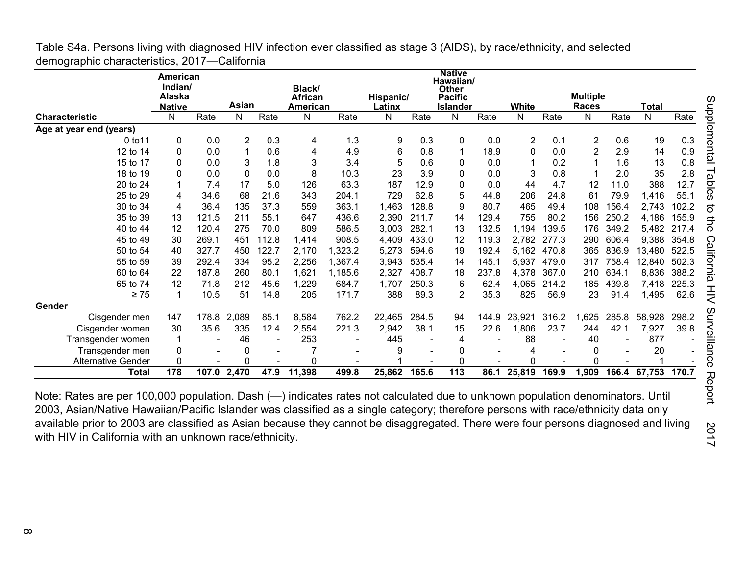Table S4a. Persons living with diagnosed HIV infection ever classified as stage 3 (AIDS), by race/ethnicity, and selected demographic characteristics, 2017—California

| Characteristic | American Indian/ Alaska Native | | Asian | | Black/ African American | | Hispanic/ Latinx | | Native Hawaiian/ Other Pacific Islander | | White | | Multiple Races | | Total | |
|---|---|---|---|---|---|---|---|---|---|---|---|---|---|---|---|---|
| | N | Rate | N | Rate | N | Rate | N | Rate | N | Rate | N | Rate | N | Rate | N | Rate |
| **Age at year end (years)** | | | | | | | | | | | | | | | | |
| 0 to11 | 0 | 0.0 | 2 | 0.3 | 4 | 1.3 | 9 | 0.3 | 0 | 0.0 | 2 | 0.1 | 2 | 0.6 | 19 | 0.3 |
| 12 to 14 | 0 | 0.0 | 1 | 0.6 | 4 | 4.9 | 6 | 0.8 | 1 | 18.9 | 0 | 0.0 | 2 | 2.9 | 14 | 0.9 |
| 15 to 17 | 0 | 0.0 | 3 | 1.8 | 3 | 3.4 | 5 | 0.6 | 0 | 0.0 | 1 | 0.2 | 1 | 1.6 | 13 | 0.8 |
| 18 to 19 | 0 | 0.0 | 0 | 0.0 | 8 | 10.3 | 23 | 3.9 | 0 | 0.0 | 3 | 0.8 | 1 | 2.0 | 35 | 2.8 |
| 20 to 24 | 1 | 7.4 | 17 | 5.0 | 126 | 63.3 | 187 | 12.9 | 0 | 0.0 | 44 | 4.7 | 12 | 11.0 | 388 | 12.7 |
| 25 to 29 | 4 | 34.6 | 68 | 21.6 | 343 | 204.1 | 729 | 62.8 | 5 | 44.8 | 206 | 24.8 | 61 | 79.9 | 1,416 | 55.1 |
| 30 to 34 | 4 | 36.4 | 135 | 37.3 | 559 | 363.1 | 1,463 | 128.8 | 9 | 80.7 | 465 | 49.4 | 108 | 156.4 | 2,743 | 102.2 |
| 35 to 39 | 13 | 121.5 | 211 | 55.1 | 647 | 436.6 | 2,390 | 211.7 | 14 | 129.4 | 755 | 80.2 | 156 | 250.2 | 4,186 | 155.9 |
| 40 to 44 | 12 | 120.4 | 275 | 70.0 | 809 | 586.5 | 3,003 | 282.1 | 13 | 132.5 | 1,194 | 139.5 | 176 | 349.2 | 5,482 | 217.4 |
| 45 to 49 | 30 | 269.1 | 451 | 112.8 | 1,414 | 908.5 | 4,409 | 433.0 | 12 | 119.3 | 2,782 | 277.3 | 290 | 606.4 | 9,388 | 354.8 |
| 50 to 54 | 40 | 327.7 | 450 | 122.7 | 2,170 | 1,323.2 | 5,273 | 594.6 | 19 | 192.4 | 5,162 | 470.8 | 365 | 836.9 | 13,480 | 522.5 |
| 55 to 59 | 39 | 292.4 | 334 | 95.2 | 2,256 | 1,367.4 | 3,943 | 535.4 | 14 | 145.1 | 5,937 | 479.0 | 317 | 758.4 | 12,840 | 502.3 |
| 60 to 64 | 22 | 187.8 | 260 | 80.1 | 1,621 | 1,185.6 | 2,327 | 408.7 | 18 | 237.8 | 4,378 | 367.0 | 210 | 634.1 | 8,836 | 388.2 |
| 65 to 74 | 12 | 71.8 | 212 | 45.6 | 1,229 | 684.7 | 1,707 | 250.3 | 6 | 62.4 | 4,065 | 214.2 | 185 | 439.8 | 7,418 | 225.3 |
| ≥ 75 | 1 | 10.5 | 51 | 14.8 | 205 | 171.7 | 388 | 89.3 | 2 | 35.3 | 825 | 56.9 | 23 | 91.4 | 1,495 | 62.6 |
| **Gender** | | | | | | | | | | | | | | | | |
| Cisgender men | 147 | 178.8 | 2,089 | 85.1 | 8,584 | 762.2 | 22,465 | 284.5 | 94 | 144.9 | 23,921 | 316.2 | 1,625 | 285.8 | 58,928 | 298.2 |
| Cisgender women | 30 | 35.6 | 335 | 12.4 | 2,554 | 221.3 | 2,942 | 38.1 | 15 | 22.6 | 1,806 | 23.7 | 244 | 42.1 | 7,927 | 39.8 |
| Transgender women | 1 | - | 46 | - | 253 | - | 445 | - | 4 | - | 88 | - | 40 | - | 877 | - |
| Transgender men | 0 | - | 0 | - | 7 | - | 9 | - | 0 | - | 4 | - | 0 | - | 20 | - |
| Alternative Gender | 0 | - | 0 | - | 0 | - | 1 | - | 0 | - | 0 | - | 0 | - | 1 | - |
| **Total** | **178** | **107.0** | **2,470** | **47.9** | **11,398** | **499.8** | **25,862** | **165.6** | **113** | **86.1** | **25,819** | **169.9** | **1,909** | **166.4** | **67,753** | **170.7** |

Note: Rates are per 100,000 population. Dash (—) indicates rates not calculated due to unknown population denominators. Until 2003, Asian/Native Hawaiian/Pacific Islander was classified as a single category; therefore persons with race/ethnicity data only available prior to 2003 are classified as Asian because they cannot be disaggregated. There were four persons diagnosed and living with HIV in California with an unknown race/ethnicity.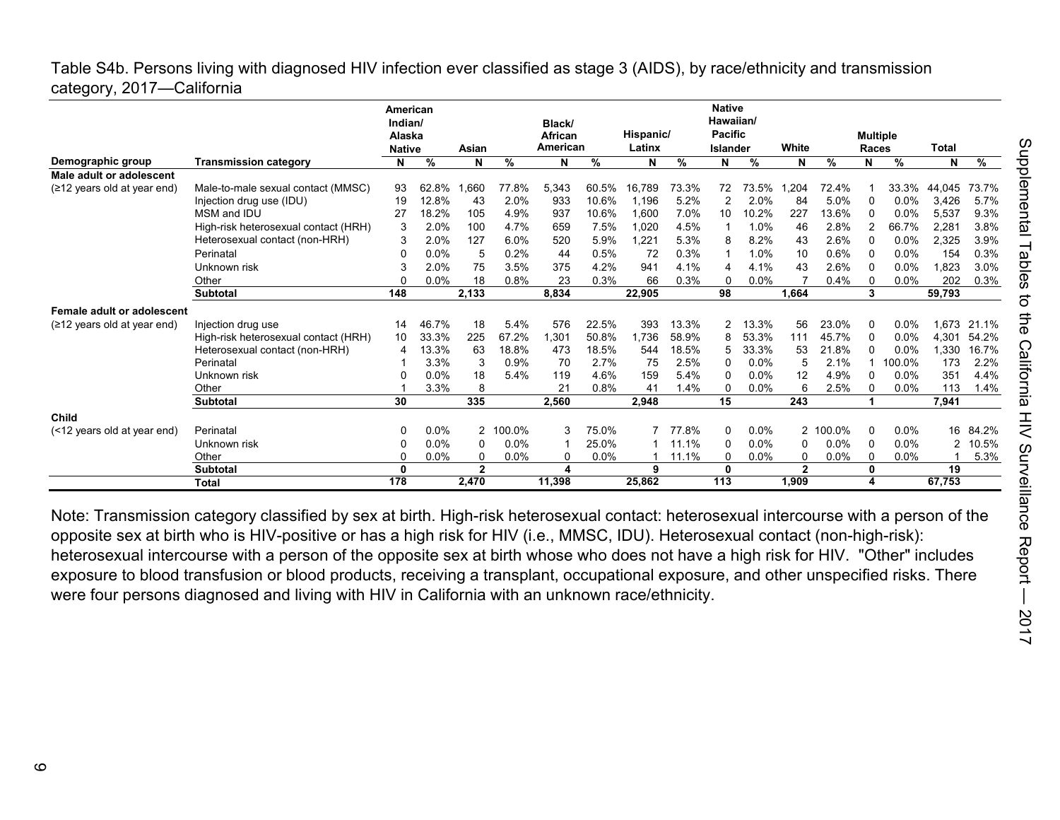Table S4b. Persons living with diagnosed HIV infection ever classified as stage 3 (AIDS), by race/ethnicity and transmission category, 2017—California

| Demographic group | Transmission category | American Indian/ Alaska Native N | % | Asian N | % | Black/ African American N | % | Hispanic/ Latinx N | % | Native Hawaiian/ Pacific Islander N | % | White N | % | Multiple Races N | % | Total N | % |
|---|---|---|---|---|---|---|---|---|---|---|---|---|---|---|---|---|---|
| **Male adult or adolescent** | | | | | | | | | | | | | | | | | |
| (≥12 years old at year end) | Male-to-male sexual contact (MMSC) | 93 | 62.8% | 1,660 | 77.8% | 5,343 | 60.5% | 16,789 | 73.3% | 72 | 73.5% | 1,204 | 72.4% | 1 | 33.3% | 44,045 | 73.7% |
| | Injection drug use (IDU) | 19 | 12.8% | 43 | 2.0% | 933 | 10.6% | 1,196 | 5.2% | 2 | 2.0% | 84 | 5.0% | 0 | 0.0% | 3,426 | 5.7% |
| | MSM and IDU | 27 | 18.2% | 105 | 4.9% | 937 | 10.6% | 1,600 | 7.0% | 10 | 10.2% | 227 | 13.6% | 0 | 0.0% | 5,537 | 9.3% |
| | High-risk heterosexual contact (HRH) | 3 | 2.0% | 100 | 4.7% | 659 | 7.5% | 1,020 | 4.5% | 1 | 1.0% | 46 | 2.8% | 2 | 66.7% | 2,281 | 3.8% |
| | Heterosexual contact (non-HRH) | 3 | 2.0% | 127 | 6.0% | 520 | 5.9% | 1,221 | 5.3% | 8 | 8.2% | 43 | 2.6% | 0 | 0.0% | 2,325 | 3.9% |
| | Perinatal | 0 | 0.0% | 5 | 0.2% | 44 | 0.5% | 72 | 0.3% | 1 | 1.0% | 10 | 0.6% | 0 | 0.0% | 154 | 0.3% |
| | Unknown risk | 3 | 2.0% | 75 | 3.5% | 375 | 4.2% | 941 | 4.1% | 4 | 4.1% | 43 | 2.6% | 0 | 0.0% | 1,823 | 3.0% |
| | Other | 0 | 0.0% | 18 | 0.8% | 23 | 0.3% | 66 | 0.3% | 0 | 0.0% | 7 | 0.4% | 0 | 0.0% | 202 | 0.3% |
| | **Subtotal** | **148** | | **2,133** | | **8,834** | | **22,905** | | **98** | | **1,664** | | **3** | | **59,793** | |
| **Female adult or adolescent** | | | | | | | | | | | | | | | | | |
| (≥12 years old at year end) | Injection drug use | 14 | 46.7% | 18 | 5.4% | 576 | 22.5% | 393 | 13.3% | 2 | 13.3% | 56 | 23.0% | 0 | 0.0% | 1,673 | 21.1% |
| | High-risk heterosexual contact (HRH) | 10 | 33.3% | 225 | 67.2% | 1,301 | 50.8% | 1,736 | 58.9% | 8 | 53.3% | 111 | 45.7% | 0 | 0.0% | 4,301 | 54.2% |
| | Heterosexual contact (non-HRH) | 4 | 13.3% | 63 | 18.8% | 473 | 18.5% | 544 | 18.5% | 5 | 33.3% | 53 | 21.8% | 0 | 0.0% | 1,330 | 16.7% |
| | Perinatal | 1 | 3.3% | 3 | 0.9% | 70 | 2.7% | 75 | 2.5% | 0 | 0.0% | 5 | 2.1% | 1 | 100.0% | 173 | 2.2% |
| | Unknown risk | 0 | 0.0% | 18 | 5.4% | 119 | 4.6% | 159 | 5.4% | 0 | 0.0% | 12 | 4.9% | 0 | 0.0% | 351 | 4.4% |
| | Other | 1 | 3.3% | 8 | | 21 | 0.8% | 41 | 1.4% | 0 | 0.0% | 6 | 2.5% | 0 | 0.0% | 113 | 1.4% |
| | **Subtotal** | **30** | | **335** | | **2,560** | | **2,948** | | **15** | | **243** | | **1** | | **7,941** | |
| **Child** | | | | | | | | | | | | | | | | | |
| (<12 years old at year end) | Perinatal | 0 | 0.0% | 2 | 100.0% | 3 | 75.0% | 7 | 77.8% | 0 | 0.0% | 2 | 100.0% | 0 | 0.0% | 16 | 84.2% |
| | Unknown risk | 0 | 0.0% | 0 | 0.0% | 1 | 25.0% | 1 | 11.1% | 0 | 0.0% | 0 | 0.0% | 0 | 0.0% | 2 | 10.5% |
| | Other | 0 | 0.0% | 0 | 0.0% | 0 | 0.0% | 1 | 11.1% | 0 | 0.0% | 0 | 0.0% | 0 | 0.0% | 1 | 5.3% |
| | **Subtotal** | **0** | | **2** | | **4** | | **9** | | **0** | | **2** | | **0** | | **19** | |
| | **Total** | **178** | | **2,470** | | **11,398** | | **25,862** | | **113** | | **1,909** | | **4** | | **67,753** | |

Note: Transmission category classified by sex at birth. High-risk heterosexual contact: heterosexual intercourse with a person of the opposite sex at birth who is HIV-positive or has a high risk for HIV (i.e., MMSC, IDU). Heterosexual contact (non-high-risk): heterosexual intercourse with a person of the opposite sex at birth whose who does not have a high risk for HIV. "Other" includes exposure to blood transfusion or blood products, receiving a transplant, occupational exposure, and other unspecified risks. There were four persons diagnosed and living with HIV in California with an unknown race/ethnicity.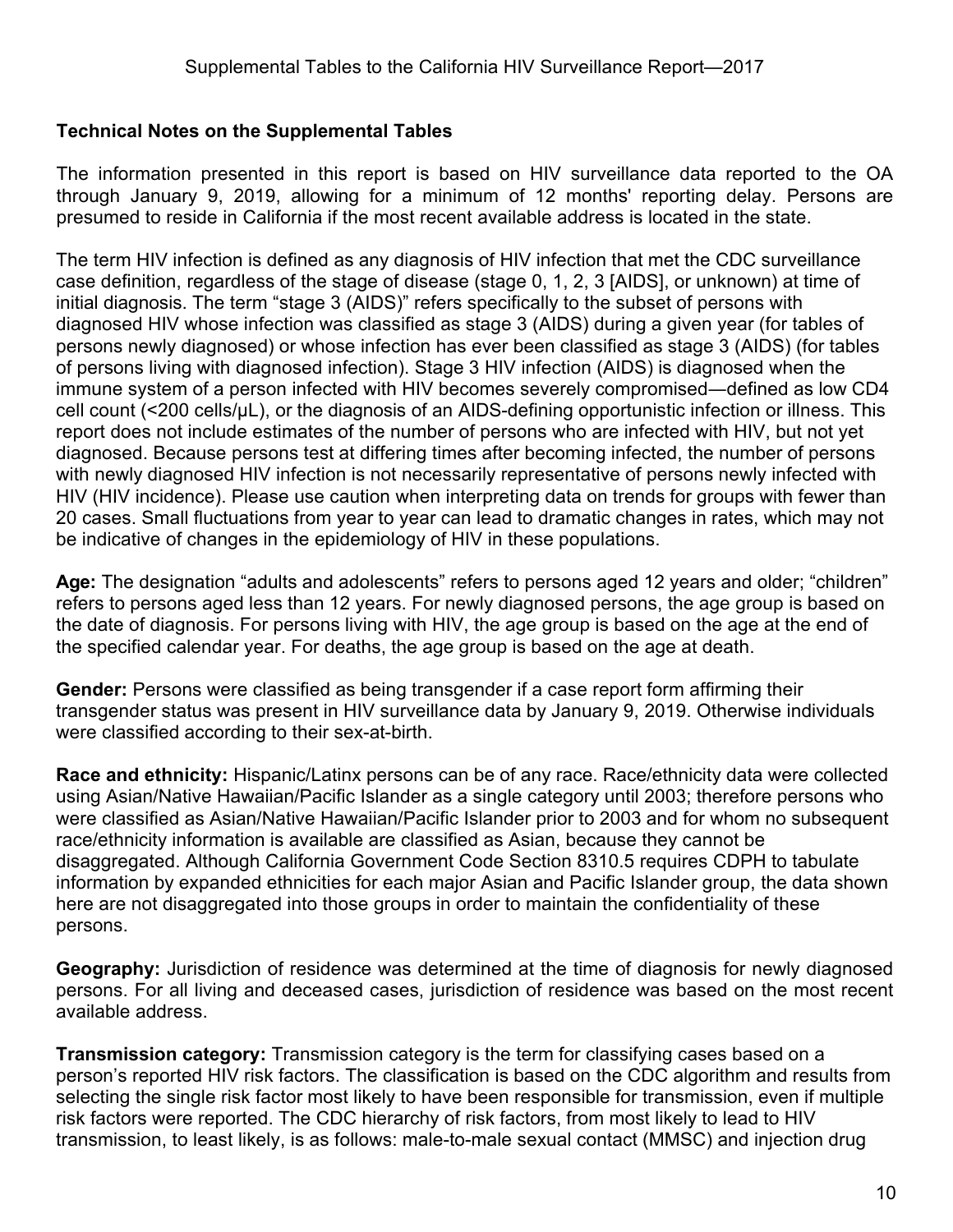### Technical Notes on the Supplemental Tables

The information presented in this report is based on HIV surveillance data reported to the OA through January 9, 2019, allowing for a minimum of 12 months' reporting delay. Persons are presumed to reside in California if the most recent available address is located in the state.

The term HIV infection is defined as any diagnosis of HIV infection that met the CDC surveillance case definition, regardless of the stage of disease (stage 0, 1, 2, 3 [AIDS], or unknown) at time of initial diagnosis. The term "stage 3 (AIDS)" refers specifically to the subset of persons with diagnosed HIV whose infection was classified as stage 3 (AIDS) during a given year (for tables of persons newly diagnosed) or whose infection has ever been classified as stage 3 (AIDS) (for tables of persons living with diagnosed infection). Stage 3 HIV infection (AIDS) is diagnosed when the immune system of a person infected with HIV becomes severely compromised—defined as low CD4 cell count (<200 cells/μL), or the diagnosis of an AIDS-defining opportunistic infection or illness. This report does not include estimates of the number of persons who are infected with HIV, but not yet diagnosed. Because persons test at differing times after becoming infected, the number of persons with newly diagnosed HIV infection is not necessarily representative of persons newly infected with HIV (HIV incidence). Please use caution when interpreting data on trends for groups with fewer than 20 cases. Small fluctuations from year to year can lead to dramatic changes in rates, which may not be indicative of changes in the epidemiology of HIV in these populations.

**Age:** The designation "adults and adolescents" refers to persons aged 12 years and older; "children" refers to persons aged less than 12 years. For newly diagnosed persons, the age group is based on the date of diagnosis. For persons living with HIV, the age group is based on the age at the end of the specified calendar year. For deaths, the age group is based on the age at death.

**Gender:** Persons were classified as being transgender if a case report form affirming their transgender status was present in HIV surveillance data by January 9, 2019. Otherwise individuals were classified according to their sex-at-birth.

**Race and ethnicity:** Hispanic/Latinx persons can be of any race. Race/ethnicity data were collected using Asian/Native Hawaiian/Pacific Islander as a single category until 2003; therefore persons who were classified as Asian/Native Hawaiian/Pacific Islander prior to 2003 and for whom no subsequent race/ethnicity information is available are classified as Asian, because they cannot be disaggregated. Although California Government Code Section 8310.5 requires CDPH to tabulate information by expanded ethnicities for each major Asian and Pacific Islander group, the data shown here are not disaggregated into those groups in order to maintain the confidentiality of these persons.

**Geography:** Jurisdiction of residence was determined at the time of diagnosis for newly diagnosed persons. For all living and deceased cases, jurisdiction of residence was based on the most recent available address.

**Transmission category:** Transmission category is the term for classifying cases based on a person's reported HIV risk factors. The classification is based on the CDC algorithm and results from selecting the single risk factor most likely to have been responsible for transmission, even if multiple risk factors were reported. The CDC hierarchy of risk factors, from most likely to lead to HIV transmission, to least likely, is as follows: male-to-male sexual contact (MMSC) and injection drug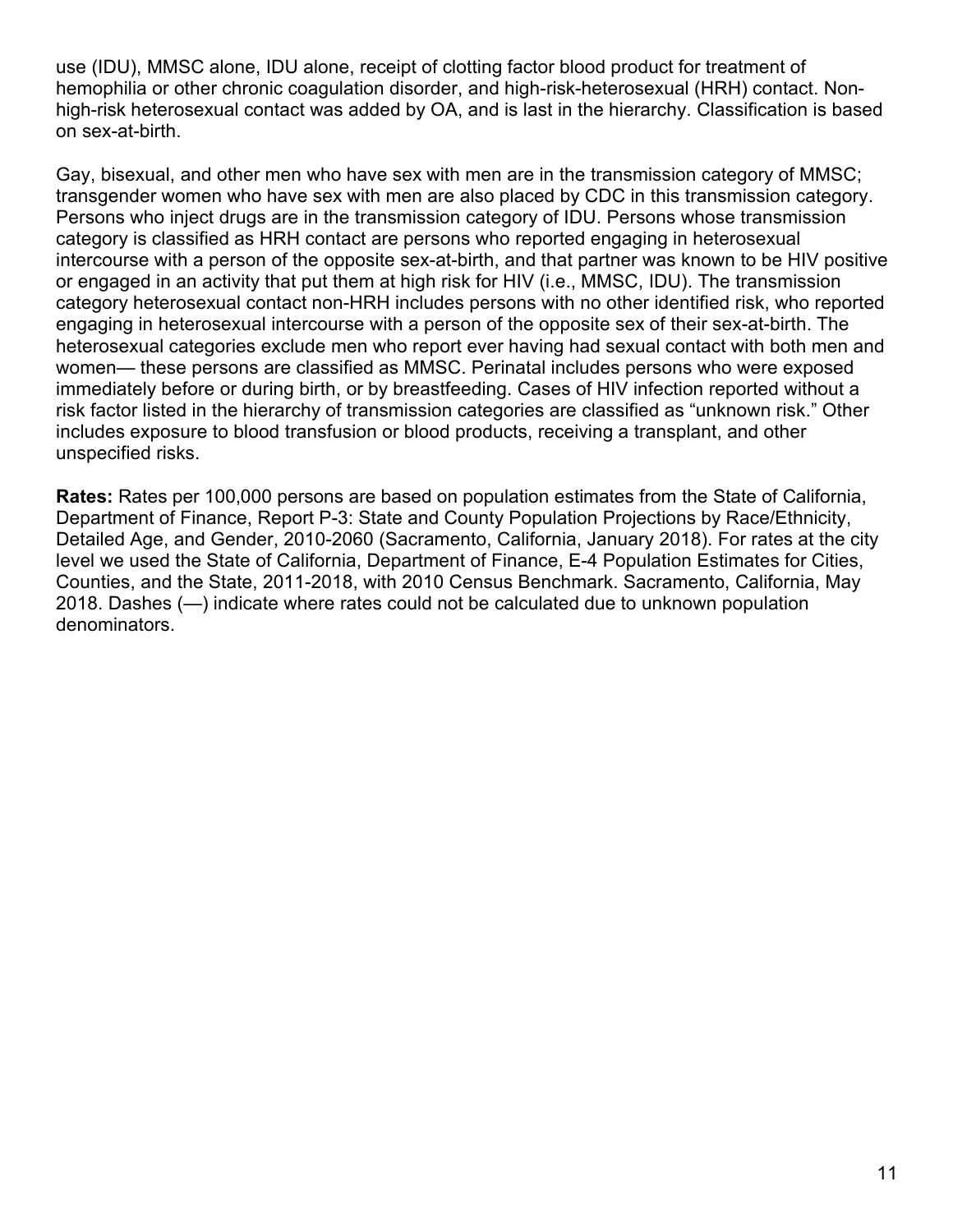use (IDU), MMSC alone, IDU alone, receipt of clotting factor blood product for treatment of hemophilia or other chronic coagulation disorder, and high-risk-heterosexual (HRH) contact. Non-high-risk heterosexual contact was added by OA, and is last in the hierarchy. Classification is based on sex-at-birth.

Gay, bisexual, and other men who have sex with men are in the transmission category of MMSC; transgender women who have sex with men are also placed by CDC in this transmission category. Persons who inject drugs are in the transmission category of IDU. Persons whose transmission category is classified as HRH contact are persons who reported engaging in heterosexual intercourse with a person of the opposite sex-at-birth, and that partner was known to be HIV positive or engaged in an activity that put them at high risk for HIV (i.e., MMSC, IDU). The transmission category heterosexual contact non-HRH includes persons with no other identified risk, who reported engaging in heterosexual intercourse with a person of the opposite sex of their sex-at-birth. The heterosexual categories exclude men who report ever having had sexual contact with both men and women— these persons are classified as MMSC. Perinatal includes persons who were exposed immediately before or during birth, or by breastfeeding. Cases of HIV infection reported without a risk factor listed in the hierarchy of transmission categories are classified as "unknown risk." Other includes exposure to blood transfusion or blood products, receiving a transplant, and other unspecified risks.

**Rates:** Rates per 100,000 persons are based on population estimates from the State of California, Department of Finance, Report P-3: State and County Population Projections by Race/Ethnicity, Detailed Age, and Gender, 2010-2060 (Sacramento, California, January 2018). For rates at the city level we used the State of California, Department of Finance, E-4 Population Estimates for Cities, Counties, and the State, 2011-2018, with 2010 Census Benchmark. Sacramento, California, May 2018. Dashes (—) indicate where rates could not be calculated due to unknown population denominators.